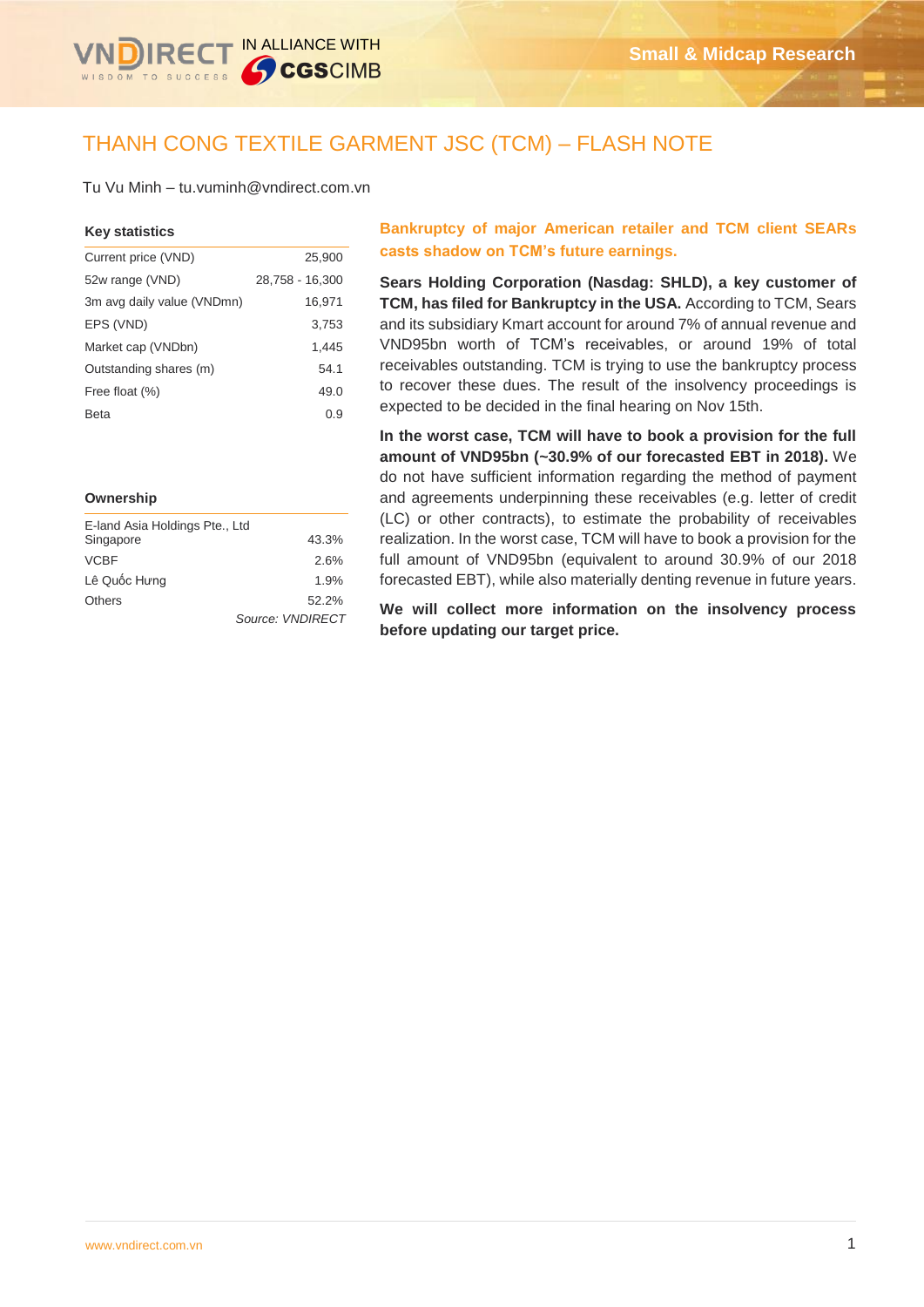# THANH CONG TEXTILE GARMENT JSC (TCM) – FLASH NOTE

Tu Vu Minh – tu.vuminh@vndirect.com.vn

### Key statistics

| | |
|---|---|
| Current price (VND) | 25,900 |
| 52w range (VND) | 28,758 - 16,300 |
| 3m avg daily value (VNDmn) | 16,971 |
| EPS (VND) | 3,753 |
| Market cap (VNDbn) | 1,445 |
| Outstanding shares (m) | 54.1 |
| Free float (%) | 49.0 |
| Beta | 0.9 |

### Ownership

| | |
|---|---|
| E-land Asia Holdings Pte., Ltd Singapore | 43.3% |
| VCBF | 2.6% |
| Lê Quốc Hưng | 1.9% |
| Others | 52.2% |

*Source: VNDIRECT*

## Bankruptcy of major American retailer and TCM client SEARs casts shadow on TCM's future earnings.

**Sears Holding Corporation (Nasdag: SHLD), a key customer of TCM, has filed for Bankruptcy in the USA.** According to TCM, Sears and its subsidiary Kmart account for around 7% of annual revenue and VND95bn worth of TCM's receivables, or around 19% of total receivables outstanding. TCM is trying to use the bankruptcy process to recover these dues. The result of the insolvency proceedings is expected to be decided in the final hearing on Nov 15th.

**In the worst case, TCM will have to book a provision for the full amount of VND95bn (~30.9% of our forecasted EBT in 2018).** We do not have sufficient information regarding the method of payment and agreements underpinning these receivables (e.g. letter of credit (LC) or other contracts), to estimate the probability of receivables realization. In the worst case, TCM will have to book a provision for the full amount of VND95bn (equivalent to around 30.9% of our 2018 forecasted EBT), while also materially denting revenue in future years.

**We will collect more information on the insolvency process before updating our target price.**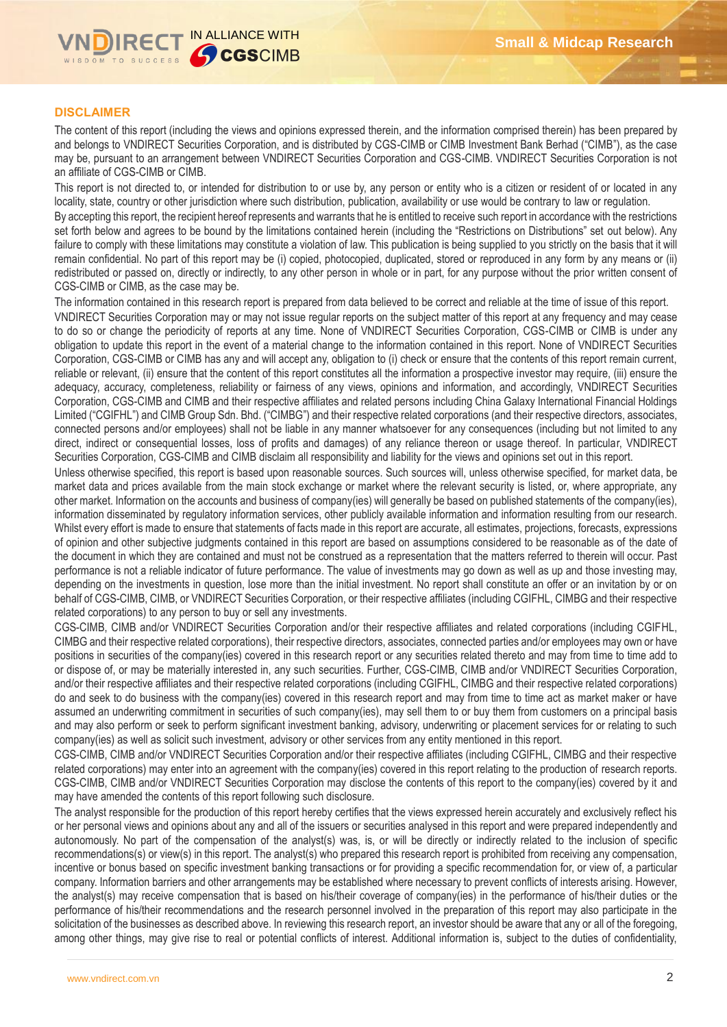## DISCLAIMER

The content of this report (including the views and opinions expressed therein, and the information comprised therein) has been prepared by and belongs to VNDIRECT Securities Corporation, and is distributed by CGS-CIMB or CIMB Investment Bank Berhad ("CIMB"), as the case may be, pursuant to an arrangement between VNDIRECT Securities Corporation and CGS-CIMB. VNDIRECT Securities Corporation is not an affiliate of CGS-CIMB or CIMB.

This report is not directed to, or intended for distribution to or use by, any person or entity who is a citizen or resident of or located in any locality, state, country or other jurisdiction where such distribution, publication, availability or use would be contrary to law or regulation.

By accepting this report, the recipient hereof represents and warrants that he is entitled to receive such report in accordance with the restrictions set forth below and agrees to be bound by the limitations contained herein (including the "Restrictions on Distributions" set out below). Any failure to comply with these limitations may constitute a violation of law. This publication is being supplied to you strictly on the basis that it will remain confidential. No part of this report may be (i) copied, photocopied, duplicated, stored or reproduced in any form by any means or (ii) redistributed or passed on, directly or indirectly, to any other person in whole or in part, for any purpose without the prior written consent of CGS-CIMB or CIMB, as the case may be.

The information contained in this research report is prepared from data believed to be correct and reliable at the time of issue of this report. VNDIRECT Securities Corporation may or may not issue regular reports on the subject matter of this report at any frequency and may cease to do so or change the periodicity of reports at any time. None of VNDIRECT Securities Corporation, CGS-CIMB or CIMB is under any obligation to update this report in the event of a material change to the information contained in this report. None of VNDIRECT Securities Corporation, CGS-CIMB or CIMB has any and will accept any, obligation to (i) check or ensure that the contents of this report remain current, reliable or relevant, (ii) ensure that the content of this report constitutes all the information a prospective investor may require, (iii) ensure the adequacy, accuracy, completeness, reliability or fairness of any views, opinions and information, and accordingly, VNDIRECT Securities Corporation, CGS-CIMB and CIMB and their respective affiliates and related persons including China Galaxy International Financial Holdings Limited ("CGIFHL") and CIMB Group Sdn. Bhd. ("CIMBG") and their respective related corporations (and their respective directors, associates, connected persons and/or employees) shall not be liable in any manner whatsoever for any consequences (including but not limited to any direct, indirect or consequential losses, loss of profits and damages) of any reliance thereon or usage thereof. In particular, VNDIRECT Securities Corporation, CGS-CIMB and CIMB disclaim all responsibility and liability for the views and opinions set out in this report.

Unless otherwise specified, this report is based upon reasonable sources. Such sources will, unless otherwise specified, for market data, be market data and prices available from the main stock exchange or market where the relevant security is listed, or, where appropriate, any other market. Information on the accounts and business of company(ies) will generally be based on published statements of the company(ies), information disseminated by regulatory information services, other publicly available information and information resulting from our research. Whilst every effort is made to ensure that statements of facts made in this report are accurate, all estimates, projections, forecasts, expressions of opinion and other subjective judgments contained in this report are based on assumptions considered to be reasonable as of the date of the document in which they are contained and must not be construed as a representation that the matters referred to therein will occur. Past performance is not a reliable indicator of future performance. The value of investments may go down as well as up and those investing may, depending on the investments in question, lose more than the initial investment. No report shall constitute an offer or an invitation by or on behalf of CGS-CIMB, CIMB, or VNDIRECT Securities Corporation, or their respective affiliates (including CGIFHL, CIMBG and their respective related corporations) to any person to buy or sell any investments.

CGS-CIMB, CIMB and/or VNDIRECT Securities Corporation and/or their respective affiliates and related corporations (including CGIFHL, CIMBG and their respective related corporations), their respective directors, associates, connected parties and/or employees may own or have positions in securities of the company(ies) covered in this research report or any securities related thereto and may from time to time add to or dispose of, or may be materially interested in, any such securities. Further, CGS-CIMB, CIMB and/or VNDIRECT Securities Corporation, and/or their respective affiliates and their respective related corporations (including CGIFHL, CIMBG and their respective related corporations) do and seek to do business with the company(ies) covered in this research report and may from time to time act as market maker or have assumed an underwriting commitment in securities of such company(ies), may sell them to or buy them from customers on a principal basis and may also perform or seek to perform significant investment banking, advisory, underwriting or placement services for or relating to such company(ies) as well as solicit such investment, advisory or other services from any entity mentioned in this report.

CGS-CIMB, CIMB and/or VNDIRECT Securities Corporation and/or their respective affiliates (including CGIFHL, CIMBG and their respective related corporations) may enter into an agreement with the company(ies) covered in this report relating to the production of research reports. CGS-CIMB, CIMB and/or VNDIRECT Securities Corporation may disclose the contents of this report to the company(ies) covered by it and may have amended the contents of this report following such disclosure.

The analyst responsible for the production of this report hereby certifies that the views expressed herein accurately and exclusively reflect his or her personal views and opinions about any and all of the issuers or securities analysed in this report and were prepared independently and autonomously. No part of the compensation of the analyst(s) was, is, or will be directly or indirectly related to the inclusion of specific recommendations(s) or view(s) in this report. The analyst(s) who prepared this research report is prohibited from receiving any compensation, incentive or bonus based on specific investment banking transactions or for providing a specific recommendation for, or view of, a particular company. Information barriers and other arrangements may be established where necessary to prevent conflicts of interests arising. However, the analyst(s) may receive compensation that is based on his/their coverage of company(ies) in the performance of his/their duties or the performance of his/their recommendations and the research personnel involved in the preparation of this report may also participate in the solicitation of the businesses as described above. In reviewing this research report, an investor should be aware that any or all of the foregoing, among other things, may give rise to real or potential conflicts of interest. Additional information is, subject to the duties of confidentiality,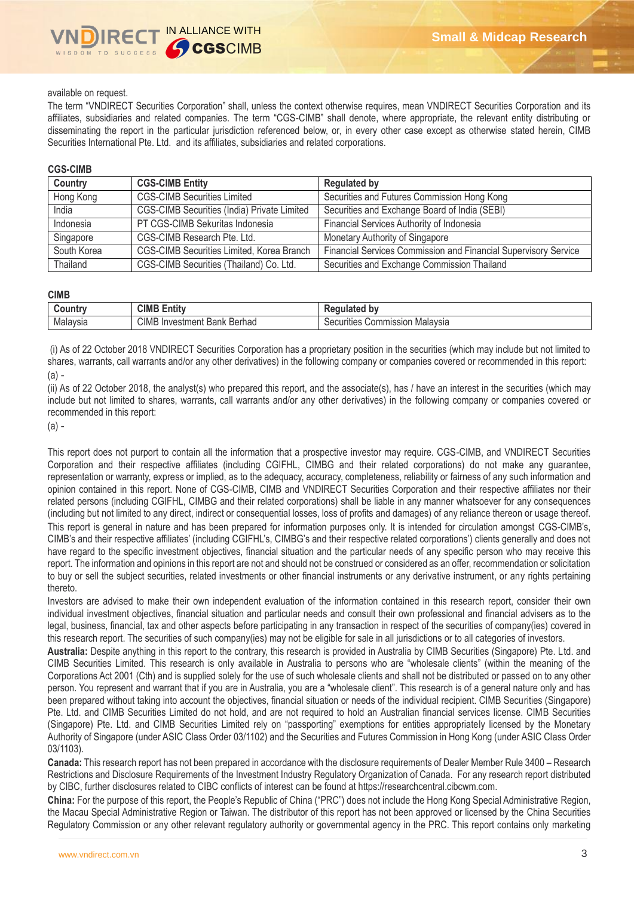available on request.

The term "VNDIRECT Securities Corporation" shall, unless the context otherwise requires, mean VNDIRECT Securities Corporation and its affiliates, subsidiaries and related companies. The term "CGS-CIMB" shall denote, where appropriate, the relevant entity distributing or disseminating the report in the particular jurisdiction referenced below, or, in every other case except as otherwise stated herein, CIMB Securities International Pte. Ltd. and its affiliates, subsidiaries and related corporations.

**CGS-CIMB**

| Country | CGS-CIMB Entity | Regulated by |
|---|---|---|
| Hong Kong | CGS-CIMB Securities Limited | Securities and Futures Commission Hong Kong |
| India | CGS-CIMB Securities (India) Private Limited | Securities and Exchange Board of India (SEBI) |
| Indonesia | PT CGS-CIMB Sekuritas Indonesia | Financial Services Authority of Indonesia |
| Singapore | CGS-CIMB Research Pte. Ltd. | Monetary Authority of Singapore |
| South Korea | CGS-CIMB Securities Limited, Korea Branch | Financial Services Commission and Financial Supervisory Service |
| Thailand | CGS-CIMB Securities (Thailand) Co. Ltd. | Securities and Exchange Commission Thailand |

**CIMB**

| Country | CIMB Entity | Regulated by |
|---|---|---|
| Malaysia | CIMB Investment Bank Berhad | Securities Commission Malaysia |

(i) As of 22 October 2018 VNDIRECT Securities Corporation has a proprietary position in the securities (which may include but not limited to shares, warrants, call warrants and/or any other derivatives) in the following company or companies covered or recommended in this report:

(a) -

(ii) As of 22 October 2018, the analyst(s) who prepared this report, and the associate(s), has / have an interest in the securities (which may include but not limited to shares, warrants, call warrants and/or any other derivatives) in the following company or companies covered or recommended in this report:

(a) -

This report does not purport to contain all the information that a prospective investor may require. CGS-CIMB, and VNDIRECT Securities Corporation and their respective affiliates (including CGIFHL, CIMBG and their related corporations) do not make any guarantee, representation or warranty, express or implied, as to the adequacy, accuracy, completeness, reliability or fairness of any such information and opinion contained in this report. None of CGS-CIMB, CIMB and VNDIRECT Securities Corporation and their respective affiliates nor their related persons (including CGIFHL, CIMBG and their related corporations) shall be liable in any manner whatsoever for any consequences (including but not limited to any direct, indirect or consequential losses, loss of profits and damages) of any reliance thereon or usage thereof.

This report is general in nature and has been prepared for information purposes only. It is intended for circulation amongst CGS-CIMB's, CIMB's and their respective affiliates' (including CGIFHL's, CIMBG's and their respective related corporations') clients generally and does not have regard to the specific investment objectives, financial situation and the particular needs of any specific person who may receive this report. The information and opinions in this report are not and should not be construed or considered as an offer, recommendation or solicitation to buy or sell the subject securities, related investments or other financial instruments or any derivative instrument, or any rights pertaining thereto.

Investors are advised to make their own independent evaluation of the information contained in this research report, consider their own individual investment objectives, financial situation and particular needs and consult their own professional and financial advisers as to the legal, business, financial, tax and other aspects before participating in any transaction in respect of the securities of company(ies) covered in this research report. The securities of such company(ies) may not be eligible for sale in all jurisdictions or to all categories of investors.

**Australia:** Despite anything in this report to the contrary, this research is provided in Australia by CIMB Securities (Singapore) Pte. Ltd. and CIMB Securities Limited. This research is only available in Australia to persons who are "wholesale clients" (within the meaning of the Corporations Act 2001 (Cth) and is supplied solely for the use of such wholesale clients and shall not be distributed or passed on to any other person. You represent and warrant that if you are in Australia, you are a "wholesale client". This research is of a general nature only and has been prepared without taking into account the objectives, financial situation or needs of the individual recipient. CIMB Securities (Singapore) Pte. Ltd. and CIMB Securities Limited do not hold, and are not required to hold an Australian financial services license. CIMB Securities (Singapore) Pte. Ltd. and CIMB Securities Limited rely on "passporting" exemptions for entities appropriately licensed by the Monetary Authority of Singapore (under ASIC Class Order 03/1102) and the Securities and Futures Commission in Hong Kong (under ASIC Class Order 03/1103).

**Canada:** This research report has not been prepared in accordance with the disclosure requirements of Dealer Member Rule 3400 – Research Restrictions and Disclosure Requirements of the Investment Industry Regulatory Organization of Canada. For any research report distributed by CIBC, further disclosures related to CIBC conflicts of interest can be found at https://researchcentral.cibcwm.com.

**China:** For the purpose of this report, the People's Republic of China ("PRC") does not include the Hong Kong Special Administrative Region, the Macau Special Administrative Region or Taiwan. The distributor of this report has not been approved or licensed by the China Securities Regulatory Commission or any other relevant regulatory authority or governmental agency in the PRC. This report contains only marketing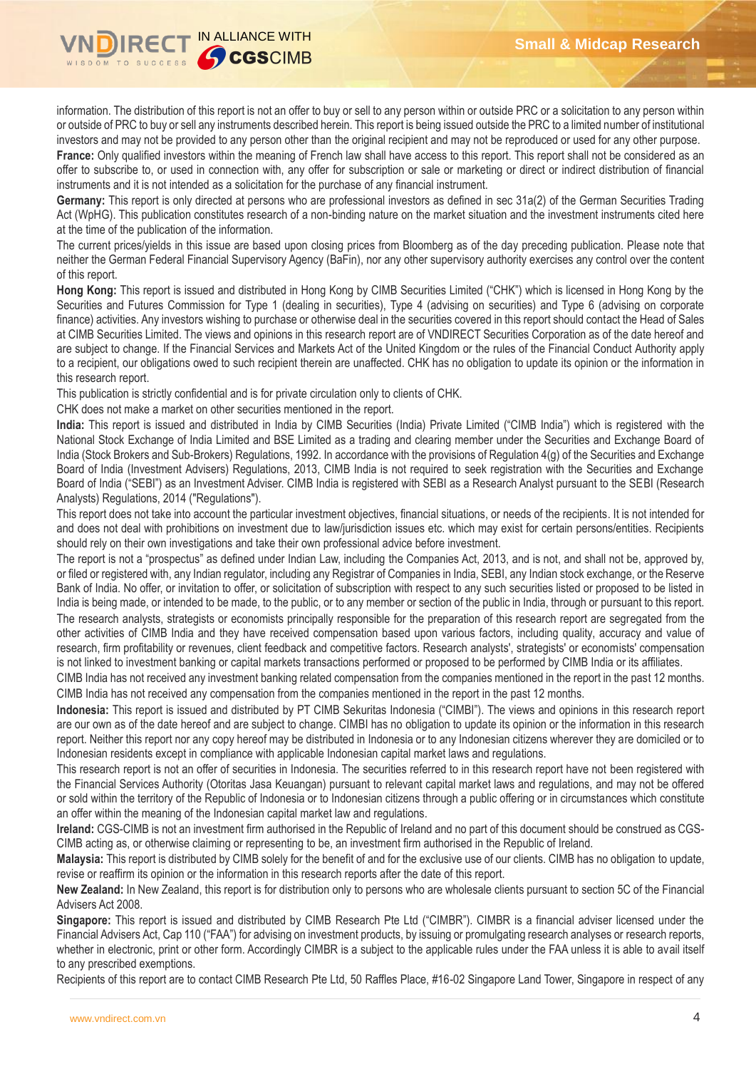information. The distribution of this report is not an offer to buy or sell to any person within or outside PRC or a solicitation to any person within or outside of PRC to buy or sell any instruments described herein. This report is being issued outside the PRC to a limited number of institutional investors and may not be provided to any person other than the original recipient and may not be reproduced or used for any other purpose.

**France:** Only qualified investors within the meaning of French law shall have access to this report. This report shall not be considered as an offer to subscribe to, or used in connection with, any offer for subscription or sale or marketing or direct or indirect distribution of financial instruments and it is not intended as a solicitation for the purchase of any financial instrument.

**Germany:** This report is only directed at persons who are professional investors as defined in sec 31a(2) of the German Securities Trading Act (WpHG). This publication constitutes research of a non-binding nature on the market situation and the investment instruments cited here at the time of the publication of the information.

The current prices/yields in this issue are based upon closing prices from Bloomberg as of the day preceding publication. Please note that neither the German Federal Financial Supervisory Agency (BaFin), nor any other supervisory authority exercises any control over the content of this report.

**Hong Kong:** This report is issued and distributed in Hong Kong by CIMB Securities Limited ("CHK") which is licensed in Hong Kong by the Securities and Futures Commission for Type 1 (dealing in securities), Type 4 (advising on securities) and Type 6 (advising on corporate finance) activities. Any investors wishing to purchase or otherwise deal in the securities covered in this report should contact the Head of Sales at CIMB Securities Limited. The views and opinions in this research report are of VNDIRECT Securities Corporation as of the date hereof and are subject to change. If the Financial Services and Markets Act of the United Kingdom or the rules of the Financial Conduct Authority apply to a recipient, our obligations owed to such recipient therein are unaffected. CHK has no obligation to update its opinion or the information in this research report.

This publication is strictly confidential and is for private circulation only to clients of CHK.

CHK does not make a market on other securities mentioned in the report.

**India:** This report is issued and distributed in India by CIMB Securities (India) Private Limited ("CIMB India") which is registered with the National Stock Exchange of India Limited and BSE Limited as a trading and clearing member under the Securities and Exchange Board of India (Stock Brokers and Sub-Brokers) Regulations, 1992. In accordance with the provisions of Regulation 4(g) of the Securities and Exchange Board of India (Investment Advisers) Regulations, 2013, CIMB India is not required to seek registration with the Securities and Exchange Board of India ("SEBI") as an Investment Adviser. CIMB India is registered with SEBI as a Research Analyst pursuant to the SEBI (Research Analysts) Regulations, 2014 ("Regulations").

This report does not take into account the particular investment objectives, financial situations, or needs of the recipients. It is not intended for and does not deal with prohibitions on investment due to law/jurisdiction issues etc. which may exist for certain persons/entities. Recipients should rely on their own investigations and take their own professional advice before investment.

The report is not a "prospectus" as defined under Indian Law, including the Companies Act, 2013, and is not, and shall not be, approved by, or filed or registered with, any Indian regulator, including any Registrar of Companies in India, SEBI, any Indian stock exchange, or the Reserve Bank of India. No offer, or invitation to offer, or solicitation of subscription with respect to any such securities listed or proposed to be listed in India is being made, or intended to be made, to the public, or to any member or section of the public in India, through or pursuant to this report.

The research analysts, strategists or economists principally responsible for the preparation of this research report are segregated from the other activities of CIMB India and they have received compensation based upon various factors, including quality, accuracy and value of research, firm profitability or revenues, client feedback and competitive factors. Research analysts', strategists' or economists' compensation is not linked to investment banking or capital markets transactions performed or proposed to be performed by CIMB India or its affiliates.

CIMB India has not received any investment banking related compensation from the companies mentioned in the report in the past 12 months.

CIMB India has not received any compensation from the companies mentioned in the report in the past 12 months.

**Indonesia:** This report is issued and distributed by PT CIMB Sekuritas Indonesia ("CIMBI"). The views and opinions in this research report are our own as of the date hereof and are subject to change. CIMBI has no obligation to update its opinion or the information in this research report. Neither this report nor any copy hereof may be distributed in Indonesia or to any Indonesian citizens wherever they are domiciled or to Indonesian residents except in compliance with applicable Indonesian capital market laws and regulations.

This research report is not an offer of securities in Indonesia. The securities referred to in this research report have not been registered with the Financial Services Authority (Otoritas Jasa Keuangan) pursuant to relevant capital market laws and regulations, and may not be offered or sold within the territory of the Republic of Indonesia or to Indonesian citizens through a public offering or in circumstances which constitute an offer within the meaning of the Indonesian capital market law and regulations.

**Ireland:** CGS-CIMB is not an investment firm authorised in the Republic of Ireland and no part of this document should be construed as CGS-CIMB acting as, or otherwise claiming or representing to be, an investment firm authorised in the Republic of Ireland.

**Malaysia:** This report is distributed by CIMB solely for the benefit of and for the exclusive use of our clients. CIMB has no obligation to update, revise or reaffirm its opinion or the information in this research reports after the date of this report.

**New Zealand:** In New Zealand, this report is for distribution only to persons who are wholesale clients pursuant to section 5C of the Financial Advisers Act 2008.

**Singapore:** This report is issued and distributed by CIMB Research Pte Ltd ("CIMBR"). CIMBR is a financial adviser licensed under the Financial Advisers Act, Cap 110 ("FAA") for advising on investment products, by issuing or promulgating research analyses or research reports, whether in electronic, print or other form. Accordingly CIMBR is a subject to the applicable rules under the FAA unless it is able to avail itself to any prescribed exemptions.

Recipients of this report are to contact CIMB Research Pte Ltd, 50 Raffles Place, #16-02 Singapore Land Tower, Singapore in respect of any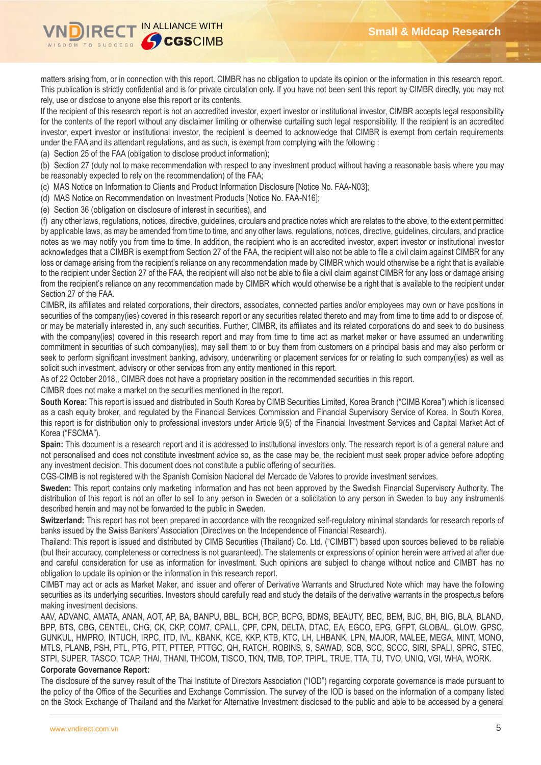matters arising from, or in connection with this report. CIMBR has no obligation to update its opinion or the information in this research report. This publication is strictly confidential and is for private circulation only. If you have not been sent this report by CIMBR directly, you may not rely, use or disclose to anyone else this report or its contents.

If the recipient of this research report is not an accredited investor, expert investor or institutional investor, CIMBR accepts legal responsibility for the contents of the report without any disclaimer limiting or otherwise curtailing such legal responsibility. If the recipient is an accredited investor, expert investor or institutional investor, the recipient is deemed to acknowledge that CIMBR is exempt from certain requirements under the FAA and its attendant regulations, and as such, is exempt from complying with the following :

(a) Section 25 of the FAA (obligation to disclose product information);

(b) Section 27 (duty not to make recommendation with respect to any investment product without having a reasonable basis where you may be reasonably expected to rely on the recommendation) of the FAA;

(c) MAS Notice on Information to Clients and Product Information Disclosure [Notice No. FAA-N03];

(d) MAS Notice on Recommendation on Investment Products [Notice No. FAA-N16];

(e) Section 36 (obligation on disclosure of interest in securities), and

(f) any other laws, regulations, notices, directive, guidelines, circulars and practice notes which are relates to the above, to the extent permitted by applicable laws, as may be amended from time to time, and any other laws, regulations, notices, directive, guidelines, circulars, and practice notes as we may notify you from time to time. In addition, the recipient who is an accredited investor, expert investor or institutional investor acknowledges that a CIMBR is exempt from Section 27 of the FAA, the recipient will also not be able to file a civil claim against CIMBR for any loss or damage arising from the recipient's reliance on any recommendation made by CIMBR which would otherwise be a right that is available to the recipient under Section 27 of the FAA, the recipient will also not be able to file a civil claim against CIMBR for any loss or damage arising from the recipient's reliance on any recommendation made by CIMBR which would otherwise be a right that is available to the recipient under Section 27 of the FAA.

CIMBR, its affiliates and related corporations, their directors, associates, connected parties and/or employees may own or have positions in securities of the company(ies) covered in this research report or any securities related thereto and may from time to time add to or dispose of, or may be materially interested in, any such securities. Further, CIMBR, its affiliates and its related corporations do and seek to do business with the company(ies) covered in this research report and may from time to time act as market maker or have assumed an underwriting commitment in securities of such company(ies), may sell them to or buy them from customers on a principal basis and may also perform or seek to perform significant investment banking, advisory, underwriting or placement services for or relating to such company(ies) as well as solicit such investment, advisory or other services from any entity mentioned in this report.

As of 22 October 2018,, CIMBR does not have a proprietary position in the recommended securities in this report.

CIMBR does not make a market on the securities mentioned in the report.

**South Korea:** This report is issued and distributed in South Korea by CIMB Securities Limited, Korea Branch ("CIMB Korea") which is licensed as a cash equity broker, and regulated by the Financial Services Commission and Financial Supervisory Service of Korea. In South Korea, this report is for distribution only to professional investors under Article 9(5) of the Financial Investment Services and Capital Market Act of Korea ("FSCMA").

**Spain:** This document is a research report and it is addressed to institutional investors only. The research report is of a general nature and not personalised and does not constitute investment advice so, as the case may be, the recipient must seek proper advice before adopting any investment decision. This document does not constitute a public offering of securities.

CGS-CIMB is not registered with the Spanish Comision Nacional del Mercado de Valores to provide investment services.

**Sweden:** This report contains only marketing information and has not been approved by the Swedish Financial Supervisory Authority. The distribution of this report is not an offer to sell to any person in Sweden or a solicitation to any person in Sweden to buy any instruments described herein and may not be forwarded to the public in Sweden.

**Switzerland:** This report has not been prepared in accordance with the recognized self-regulatory minimal standards for research reports of banks issued by the Swiss Bankers' Association (Directives on the Independence of Financial Research).

Thailand: This report is issued and distributed by CIMB Securities (Thailand) Co. Ltd. ("CIMBT") based upon sources believed to be reliable (but their accuracy, completeness or correctness is not guaranteed). The statements or expressions of opinion herein were arrived at after due and careful consideration for use as information for investment. Such opinions are subject to change without notice and CIMBT has no obligation to update its opinion or the information in this research report.

CIMBT may act or acts as Market Maker, and issuer and offerer of Derivative Warrants and Structured Note which may have the following securities as its underlying securities. Investors should carefully read and study the details of the derivative warrants in the prospectus before making investment decisions.

AAV, ADVANC, AMATA, ANAN, AOT, AP, BA, BANPU, BBL, BCH, BCP, BCPG, BDMS, BEAUTY, BEC, BEM, BJC, BH, BIG, BLA, BLAND, BPP, BTS, CBG, CENTEL, CHG, CK, CKP, COM7, CPALL, CPF, CPN, DELTA, DTAC, EA, EGCO, EPG, GFPT, GLOBAL, GLOW, GPSC, GUNKUL, HMPRO, INTUCH, IRPC, ITD, IVL, KBANK, KCE, KKP, KTB, KTC, LH, LHBANK, LPN, MAJOR, MALEE, MEGA, MINT, MONO, MTLS, PLANB, PSH, PTL, PTG, PTT, PTTEP, PTTGC, QH, RATCH, ROBINS, S, SAWAD, SCB, SCC, SCCC, SIRI, SPALI, SPRC, STEC, STPI, SUPER, TASCO, TCAP, THAI, THANI, THCOM, TISCO, TKN, TMB, TOP, TPIPL, TRUE, TTA, TU, TVO, UNIQ, VGI, WHA, WORK.

**Corporate Governance Report:**

The disclosure of the survey result of the Thai Institute of Directors Association ("IOD") regarding corporate governance is made pursuant to the policy of the Office of the Securities and Exchange Commission. The survey of the IOD is based on the information of a company listed on the Stock Exchange of Thailand and the Market for Alternative Investment disclosed to the public and able to be accessed by a general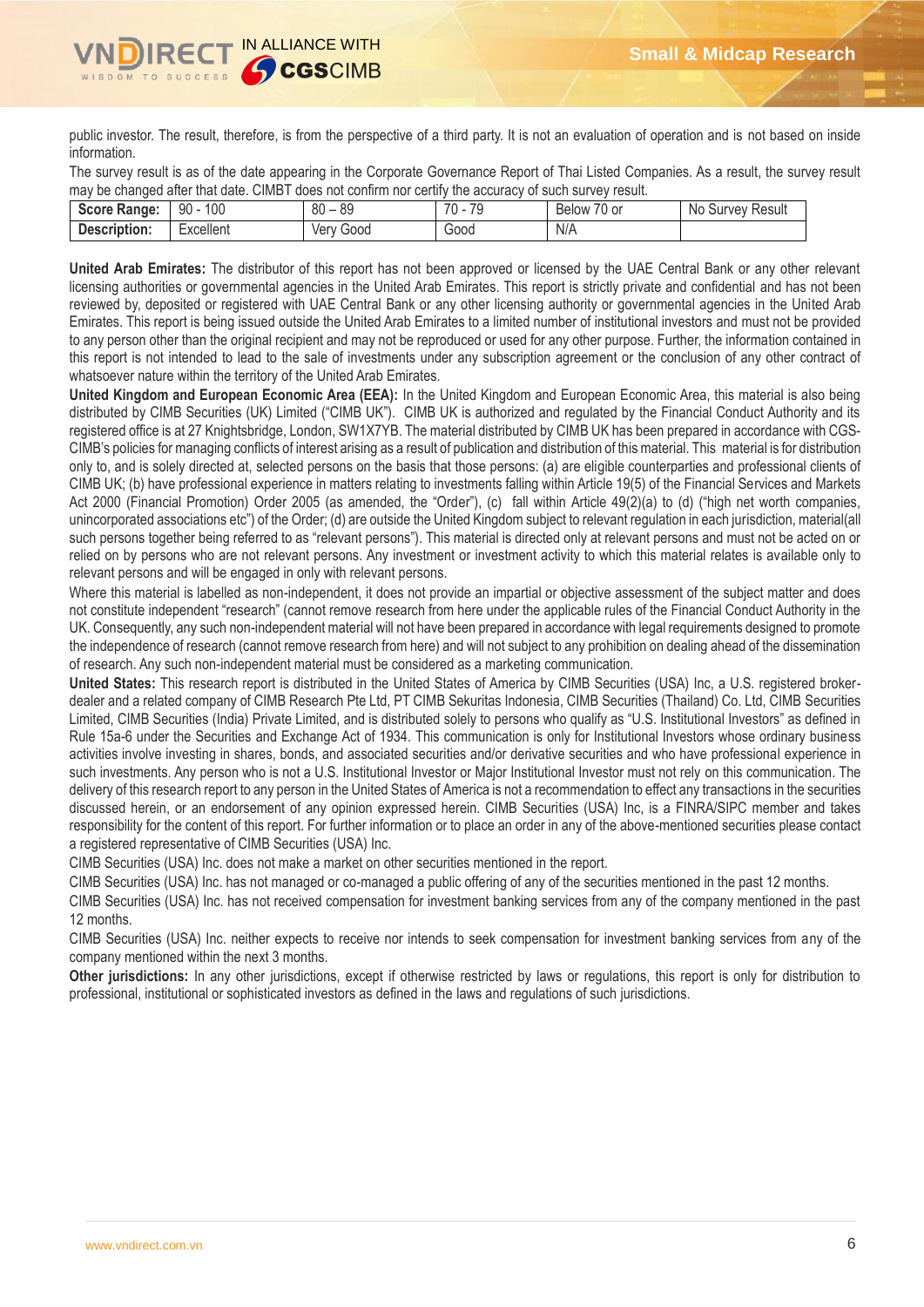public investor. The result, therefore, is from the perspective of a third party. It is not an evaluation of operation and is not based on inside information.

The survey result is as of the date appearing in the Corporate Governance Report of Thai Listed Companies. As a result, the survey result may be changed after that date. CIMBT does not confirm nor certify the accuracy of such survey result.

| **Score Range:** | 90 - 100 | 80 – 89 | 70 - 79 | Below 70 or | No Survey Result |
|---|---|---|---|---|---|
| **Description:** | Excellent | Very Good | Good | N/A | |

**United Arab Emirates:** The distributor of this report has not been approved or licensed by the UAE Central Bank or any other relevant licensing authorities or governmental agencies in the United Arab Emirates. This report is strictly private and confidential and has not been reviewed by, deposited or registered with UAE Central Bank or any other licensing authority or governmental agencies in the United Arab Emirates. This report is being issued outside the United Arab Emirates to a limited number of institutional investors and must not be provided to any person other than the original recipient and may not be reproduced or used for any other purpose. Further, the information contained in this report is not intended to lead to the sale of investments under any subscription agreement or the conclusion of any other contract of whatsoever nature within the territory of the United Arab Emirates.

**United Kingdom and European Economic Area (EEA):** In the United Kingdom and European Economic Area, this material is also being distributed by CIMB Securities (UK) Limited ("CIMB UK"). CIMB UK is authorized and regulated by the Financial Conduct Authority and its registered office is at 27 Knightsbridge, London, SW1X7YB. The material distributed by CIMB UK has been prepared in accordance with CGS-CIMB's policies for managing conflicts of interest arising as a result of publication and distribution of this material. This material is for distribution only to, and is solely directed at, selected persons on the basis that those persons: (a) are eligible counterparties and professional clients of CIMB UK; (b) have professional experience in matters relating to investments falling within Article 19(5) of the Financial Services and Markets Act 2000 (Financial Promotion) Order 2005 (as amended, the "Order"), (c) fall within Article 49(2)(a) to (d) ("high net worth companies, unincorporated associations etc") of the Order; (d) are outside the United Kingdom subject to relevant regulation in each jurisdiction, material(all such persons together being referred to as "relevant persons"). This material is directed only at relevant persons and must not be acted on or relied on by persons who are not relevant persons. Any investment or investment activity to which this material relates is available only to relevant persons and will be engaged in only with relevant persons.

Where this material is labelled as non-independent, it does not provide an impartial or objective assessment of the subject matter and does not constitute independent "research" (cannot remove research from here under the applicable rules of the Financial Conduct Authority in the UK. Consequently, any such non-independent material will not have been prepared in accordance with legal requirements designed to promote the independence of research (cannot remove research from here) and will not subject to any prohibition on dealing ahead of the dissemination of research. Any such non-independent material must be considered as a marketing communication.

**United States:** This research report is distributed in the United States of America by CIMB Securities (USA) Inc, a U.S. registered broker-dealer and a related company of CIMB Research Pte Ltd, PT CIMB Sekuritas Indonesia, CIMB Securities (Thailand) Co. Ltd, CIMB Securities Limited, CIMB Securities (India) Private Limited, and is distributed solely to persons who qualify as "U.S. Institutional Investors" as defined in Rule 15a-6 under the Securities and Exchange Act of 1934. This communication is only for Institutional Investors whose ordinary business activities involve investing in shares, bonds, and associated securities and/or derivative securities and who have professional experience in such investments. Any person who is not a U.S. Institutional Investor or Major Institutional Investor must not rely on this communication. The delivery of this research report to any person in the United States of America is not a recommendation to effect any transactions in the securities discussed herein, or an endorsement of any opinion expressed herein. CIMB Securities (USA) Inc, is a FINRA/SIPC member and takes responsibility for the content of this report. For further information or to place an order in any of the above-mentioned securities please contact a registered representative of CIMB Securities (USA) Inc.

CIMB Securities (USA) Inc. does not make a market on other securities mentioned in the report.

CIMB Securities (USA) Inc. has not managed or co-managed a public offering of any of the securities mentioned in the past 12 months.

CIMB Securities (USA) Inc. has not received compensation for investment banking services from any of the company mentioned in the past 12 months.

CIMB Securities (USA) Inc. neither expects to receive nor intends to seek compensation for investment banking services from any of the company mentioned within the next 3 months.

**Other jurisdictions:** In any other jurisdictions, except if otherwise restricted by laws or regulations, this report is only for distribution to professional, institutional or sophisticated investors as defined in the laws and regulations of such jurisdictions.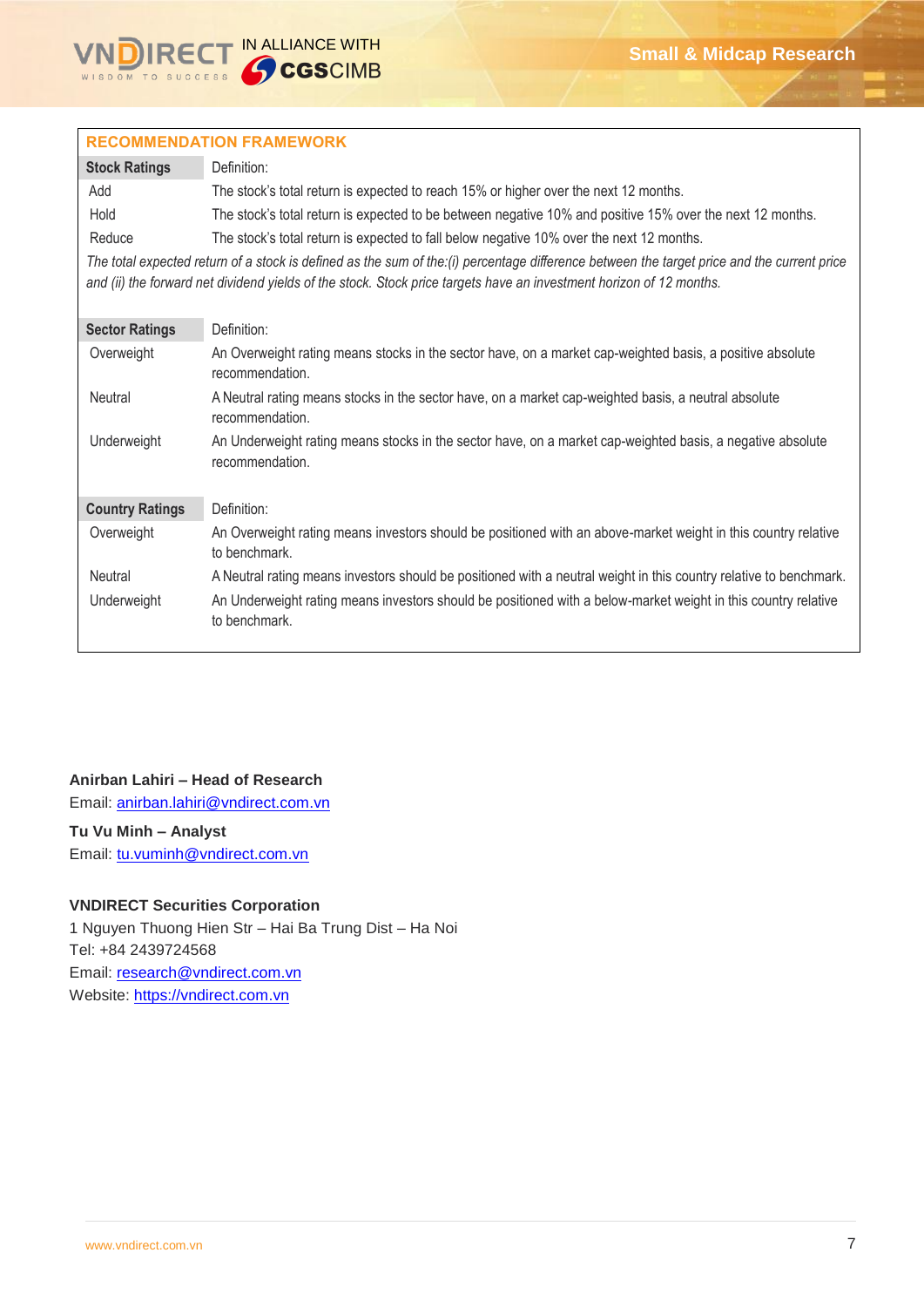## RECOMMENDATION FRAMEWORK

| **Stock Ratings** | Definition: |
|---|---|
| Add | The stock's total return is expected to reach 15% or higher over the next 12 months. |
| Hold | The stock's total return is expected to be between negative 10% and positive 15% over the next 12 months. |
| Reduce | The stock's total return is expected to fall below negative 10% over the next 12 months. |

*The total expected return of a stock is defined as the sum of the:(i) percentage difference between the target price and the current price and (ii) the forward net dividend yields of the stock. Stock price targets have an investment horizon of 12 months.*

| **Sector Ratings** | Definition: |
|---|---|
| Overweight | An Overweight rating means stocks in the sector have, on a market cap-weighted basis, a positive absolute recommendation. |
| Neutral | A Neutral rating means stocks in the sector have, on a market cap-weighted basis, a neutral absolute recommendation. |
| Underweight | An Underweight rating means stocks in the sector have, on a market cap-weighted basis, a negative absolute recommendation. |

| **Country Ratings** | Definition: |
|---|---|
| Overweight | An Overweight rating means investors should be positioned with an above-market weight in this country relative to benchmark. |
| Neutral | A Neutral rating means investors should be positioned with a neutral weight in this country relative to benchmark. |
| Underweight | An Underweight rating means investors should be positioned with a below-market weight in this country relative to benchmark. |

**Anirban Lahiri – Head of Research**
Email: anirban.lahiri@vndirect.com.vn

**Tu Vu Minh – Analyst**
Email: tu.vuminh@vndirect.com.vn

**VNDIRECT Securities Corporation**
1 Nguyen Thuong Hien Str – Hai Ba Trung Dist – Ha Noi
Tel: +84 2439724568
Email: research@vndirect.com.vn
Website: https://vndirect.com.vn